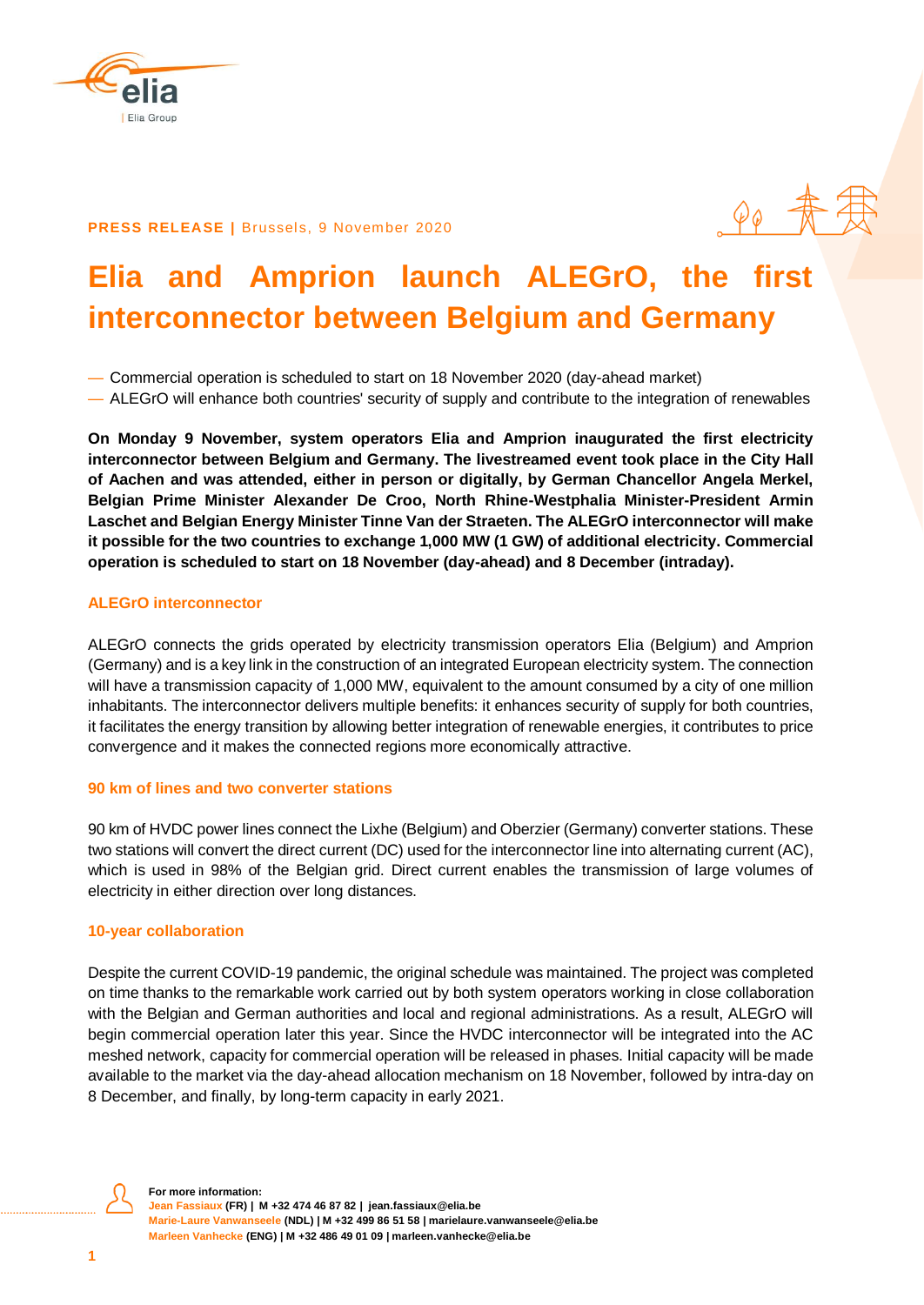**PRESS RELEASE |** Brussels, 9 November 2020

# Elia and Amprion launch ALEGrO, the first interconnector between Belgium and Germany

— Commercial operation is scheduled to start on 18 November 2020 (day-ahead market)
— ALEGrO will enhance both countries' security of supply and contribute to the integration of renewables

**On Monday 9 November, system operators Elia and Amprion inaugurated the first electricity interconnector between Belgium and Germany. The livestreamed event took place in the City Hall of Aachen and was attended, either in person or digitally, by German Chancellor Angela Merkel, Belgian Prime Minister Alexander De Croo, North Rhine-Westphalia Minister-President Armin Laschet and Belgian Energy Minister Tinne Van der Straeten. The ALEGrO interconnector will make it possible for the two countries to exchange 1,000 MW (1 GW) of additional electricity. Commercial operation is scheduled to start on 18 November (day-ahead) and 8 December (intraday).**

## ALEGrO interconnector

ALEGrO connects the grids operated by electricity transmission operators Elia (Belgium) and Amprion (Germany) and is a key link in the construction of an integrated European electricity system. The connection will have a transmission capacity of 1,000 MW, equivalent to the amount consumed by a city of one million inhabitants. The interconnector delivers multiple benefits: it enhances security of supply for both countries, it facilitates the energy transition by allowing better integration of renewable energies, it contributes to price convergence and it makes the connected regions more economically attractive.

## 90 km of lines and two converter stations

90 km of HVDC power lines connect the Lixhe (Belgium) and Oberzier (Germany) converter stations. These two stations will convert the direct current (DC) used for the interconnector line into alternating current (AC), which is used in 98% of the Belgian grid. Direct current enables the transmission of large volumes of electricity in either direction over long distances.

## 10-year collaboration

Despite the current COVID-19 pandemic, the original schedule was maintained. The project was completed on time thanks to the remarkable work carried out by both system operators working in close collaboration with the Belgian and German authorities and local and regional administrations. As a result, ALEGrO will begin commercial operation later this year. Since the HVDC interconnector will be integrated into the AC meshed network, capacity for commercial operation will be released in phases. Initial capacity will be made available to the market via the day-ahead allocation mechanism on 18 November, followed by intra-day on 8 December, and finally, by long-term capacity in early 2021.

**For more information:**
**Jean Fassiaux (FR) | M +32 474 46 87 82 | jean.fassiaux@elia.be**
**Marie-Laure Vanwanseele (NDL) | M +32 499 86 51 58 | marielaure.vanwanseele@elia.be**
**Marleen Vanhecke (ENG) | M +32 486 49 01 09 | marleen.vanhecke@elia.be**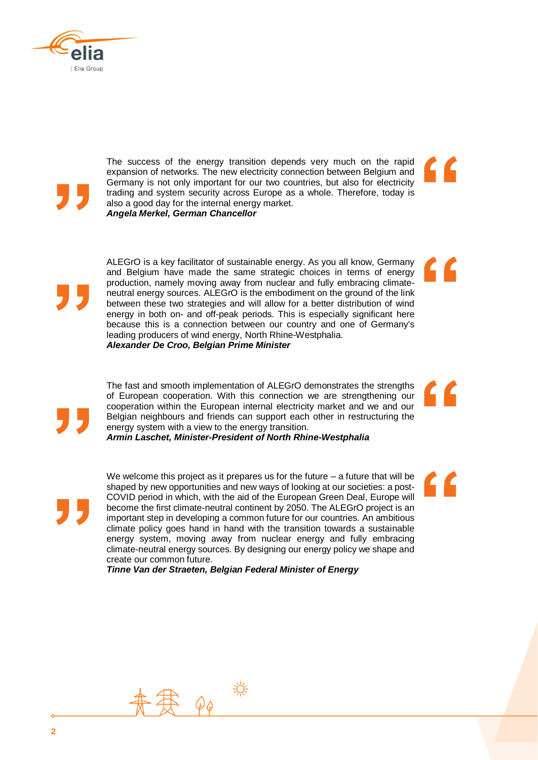The success of the energy transition depends very much on the rapid expansion of networks. The new electricity connection between Belgium and Germany is not only important for our two countries, but also for electricity trading and system security across Europe as a whole. Therefore, today is also a good day for the internal energy market.
***Angela Merkel, German Chancellor***

ALEGrO is a key facilitator of sustainable energy. As you all know, Germany and Belgium have made the same strategic choices in terms of energy production, namely moving away from nuclear and fully embracing climate-neutral energy sources. ALEGrO is the embodiment on the ground of the link between these two strategies and will allow for a better distribution of wind energy in both on- and off-peak periods. This is especially significant here because this is a connection between our country and one of Germany's leading producers of wind energy, North Rhine-Westphalia.
***Alexander De Croo, Belgian Prime Minister***

The fast and smooth implementation of ALEGrO demonstrates the strengths of European cooperation. With this connection we are strengthening our cooperation within the European internal electricity market and we and our Belgian neighbours and friends can support each other in restructuring the energy system with a view to the energy transition.
***Armin Laschet, Minister-President of North Rhine-Westphalia***

We welcome this project as it prepares us for the future – a future that will be shaped by new opportunities and new ways of looking at our societies: a post-COVID period in which, with the aid of the European Green Deal, Europe will become the first climate-neutral continent by 2050. The ALEGrO project is an important step in developing a common future for our countries. An ambitious climate policy goes hand in hand with the transition towards a sustainable energy system, moving away from nuclear energy and fully embracing climate-neutral energy sources. By designing our energy policy we shape and create our common future.
***Tinne Van der Straeten, Belgian Federal Minister of Energy***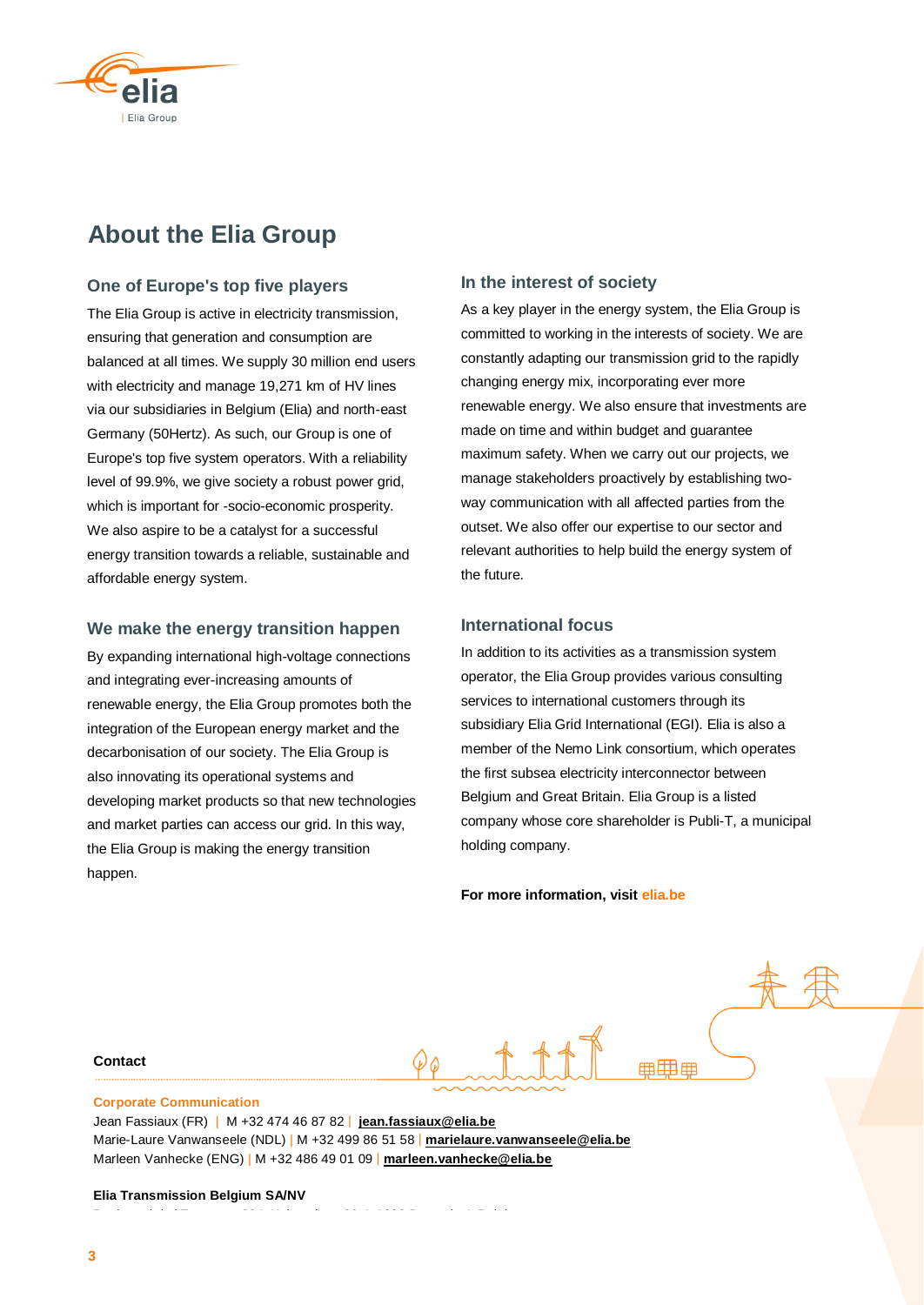## About the Elia Group

### One of Europe's top five players

The Elia Group is active in electricity transmission, ensuring that generation and consumption are balanced at all times. We supply 30 million end users with electricity and manage 19,271 km of HV lines via our subsidiaries in Belgium (Elia) and north-east Germany (50Hertz). As such, our Group is one of Europe's top five system operators. With a reliability level of 99.9%, we give society a robust power grid, which is important for -socio-economic prosperity. We also aspire to be a catalyst for a successful energy transition towards a reliable, sustainable and affordable energy system.

### We make the energy transition happen

By expanding international high-voltage connections and integrating ever-increasing amounts of renewable energy, the Elia Group promotes both the integration of the European energy market and the decarbonisation of our society. The Elia Group is also innovating its operational systems and developing market products so that new technologies and market parties can access our grid. In this way, the Elia Group is making the energy transition happen.

### In the interest of society

As a key player in the energy system, the Elia Group is committed to working in the interests of society. We are constantly adapting our transmission grid to the rapidly changing energy mix, incorporating ever more renewable energy. We also ensure that investments are made on time and within budget and guarantee maximum safety. When we carry out our projects, we manage stakeholders proactively by establishing two-way communication with all affected parties from the outset. We also offer our expertise to our sector and relevant authorities to help build the energy system of the future.

### International focus

In addition to its activities as a transmission system operator, the Elia Group provides various consulting services to international customers through its subsidiary Elia Grid International (EGI). Elia is also a member of the Nemo Link consortium, which operates the first subsea electricity interconnector between Belgium and Great Britain. Elia Group is a listed company whose core shareholder is Publi-T, a municipal holding company.

**For more information, visit elia.be**

**Contact**

**Corporate Communication**
Jean Fassiaux (FR) | M +32 474 46 87 82 | **jean.fassiaux@elia.be**
Marie-Laure Vanwanseele (NDL) | M +32 499 86 51 58 | **marielaure.vanwanseele@elia.be**
Marleen Vanhecke (ENG) | M +32 486 49 01 09 | **marleen.vanhecke@elia.be**

**Elia Transmission Belgium SA/NV**